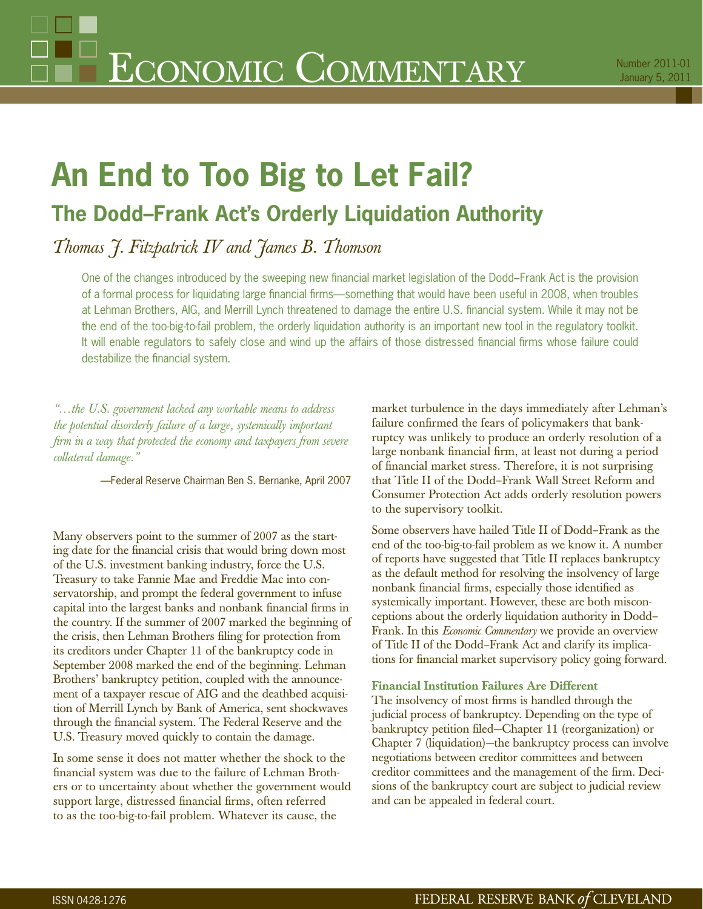# Economic Commentary

Number 2011-01
January 5, 2011

# An End to Too Big to Let Fail?

## The Dodd–Frank Act's Orderly Liquidation Authority

*Thomas J. Fitzpatrick IV and James B. Thomson*

One of the changes introduced by the sweeping new financial market legislation of the Dodd–Frank Act is the provision of a formal process for liquidating large financial firms—something that would have been useful in 2008, when troubles at Lehman Brothers, AIG, and Merrill Lynch threatened to damage the entire U.S. financial system. While it may not be the end of the too-big-to-fail problem, the orderly liquidation authority is an important new tool in the regulatory toolkit. It will enable regulators to safely close and wind up the affairs of those distressed financial firms whose failure could destabilize the financial system.

*"…the U.S. government lacked any workable means to address the potential disorderly failure of a large, systemically important firm in a way that protected the economy and taxpayers from severe collateral damage."*

—Federal Reserve Chairman Ben S. Bernanke, April 2007

Many observers point to the summer of 2007 as the starting date for the financial crisis that would bring down most of the U.S. investment banking industry, force the U.S. Treasury to take Fannie Mae and Freddie Mac into conservatorship, and prompt the federal government to infuse capital into the largest banks and nonbank financial firms in the country. If the summer of 2007 marked the beginning of the crisis, then Lehman Brothers filing for protection from its creditors under Chapter 11 of the bankruptcy code in September 2008 marked the end of the beginning. Lehman Brothers' bankruptcy petition, coupled with the announcement of a taxpayer rescue of AIG and the deathbed acquisition of Merrill Lynch by Bank of America, sent shockwaves through the financial system. The Federal Reserve and the U.S. Treasury moved quickly to contain the damage.

In some sense it does not matter whether the shock to the financial system was due to the failure of Lehman Brothers or to uncertainty about whether the government would support large, distressed financial firms, often referred to as the too-big-to-fail problem. Whatever its cause, the market turbulence in the days immediately after Lehman's failure confirmed the fears of policymakers that bankruptcy was unlikely to produce an orderly resolution of a large nonbank financial firm, at least not during a period of financial market stress. Therefore, it is not surprising that Title II of the Dodd–Frank Wall Street Reform and Consumer Protection Act adds orderly resolution powers to the supervisory toolkit.

Some observers have hailed Title II of Dodd–Frank as the end of the too-big-to-fail problem as we know it. A number of reports have suggested that Title II replaces bankruptcy as the default method for resolving the insolvency of large nonbank financial firms, especially those identified as systemically important. However, these are both misconceptions about the orderly liquidation authority in Dodd–Frank. In this *Economic Commentary* we provide an overview of Title II of the Dodd–Frank Act and clarify its implications for financial market supervisory policy going forward.

### Financial Institution Failures Are Different

The insolvency of most firms is handled through the judicial process of bankruptcy. Depending on the type of bankruptcy petition filed—Chapter 11 (reorganization) or Chapter 7 (liquidation)—the bankruptcy process can involve negotiations between creditor committees and between creditor committees and the management of the firm. Decisions of the bankruptcy court are subject to judicial review and can be appealed in federal court.

ISSN 0428-1276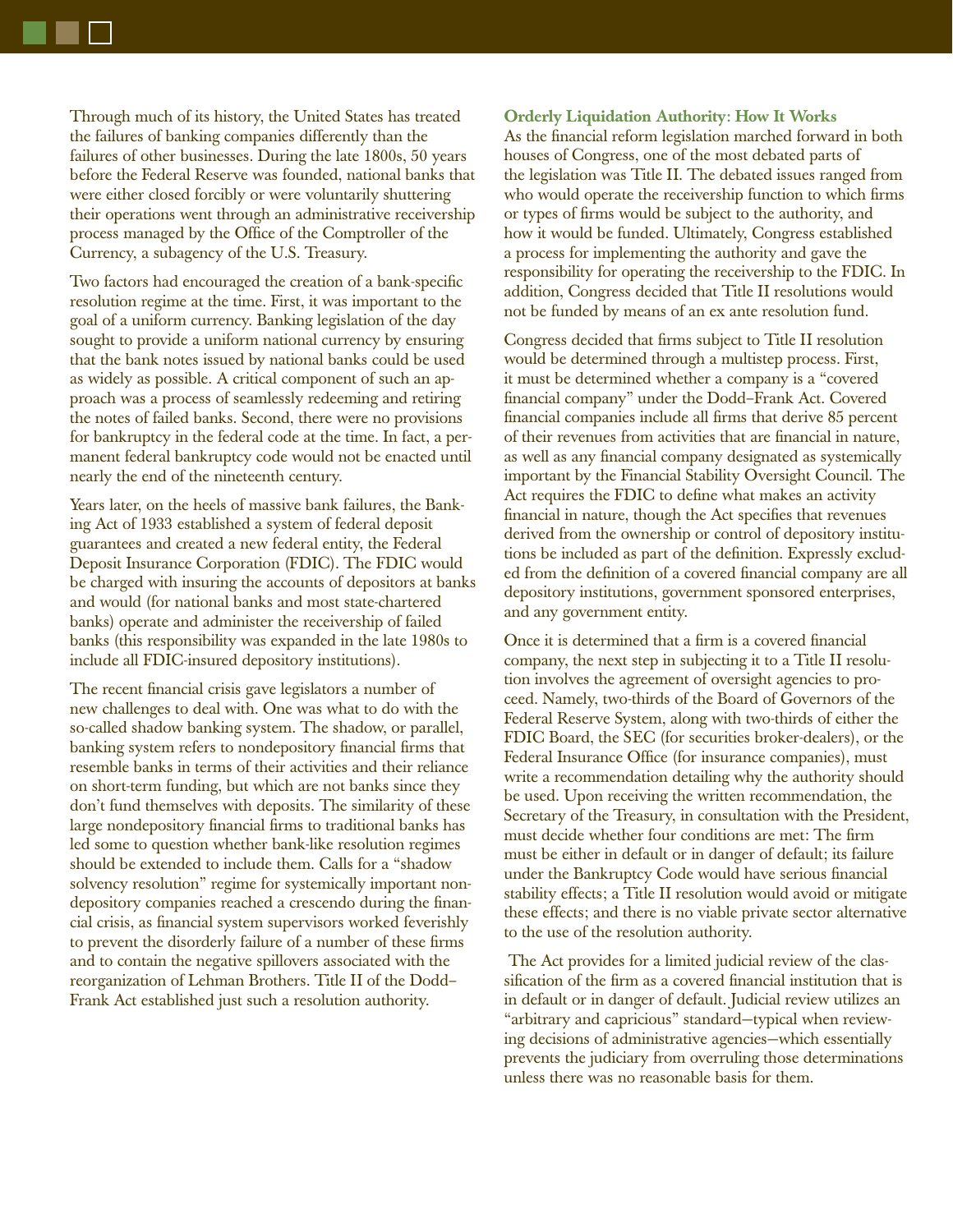Through much of its history, the United States has treated the failures of banking companies differently than the failures of other businesses. During the late 1800s, 50 years before the Federal Reserve was founded, national banks that were either closed forcibly or were voluntarily shuttering their operations went through an administrative receivership process managed by the Office of the Comptroller of the Currency, a subagency of the U.S. Treasury.

Two factors had encouraged the creation of a bank-specific resolution regime at the time. First, it was important to the goal of a uniform currency. Banking legislation of the day sought to provide a uniform national currency by ensuring that the bank notes issued by national banks could be used as widely as possible. A critical component of such an approach was a process of seamlessly redeeming and retiring the notes of failed banks. Second, there were no provisions for bankruptcy in the federal code at the time. In fact, a permanent federal bankruptcy code would not be enacted until nearly the end of the nineteenth century.

Years later, on the heels of massive bank failures, the Banking Act of 1933 established a system of federal deposit guarantees and created a new federal entity, the Federal Deposit Insurance Corporation (FDIC). The FDIC would be charged with insuring the accounts of depositors at banks and would (for national banks and most state-chartered banks) operate and administer the receivership of failed banks (this responsibility was expanded in the late 1980s to include all FDIC-insured depository institutions).

The recent financial crisis gave legislators a number of new challenges to deal with. One was what to do with the so-called shadow banking system. The shadow, or parallel, banking system refers to nondepository financial firms that resemble banks in terms of their activities and their reliance on short-term funding, but which are not banks since they don't fund themselves with deposits. The similarity of these large nondepository financial firms to traditional banks has led some to question whether bank-like resolution regimes should be extended to include them. Calls for a "shadow solvency resolution" regime for systemically important nondepository companies reached a crescendo during the financial crisis, as financial system supervisors worked feverishly to prevent the disorderly failure of a number of these firms and to contain the negative spillovers associated with the reorganization of Lehman Brothers. Title II of the Dodd–Frank Act established just such a resolution authority.

### Orderly Liquidation Authority: How It Works

As the financial reform legislation marched forward in both houses of Congress, one of the most debated parts of the legislation was Title II. The debated issues ranged from who would operate the receivership function to which firms or types of firms would be subject to the authority, and how it would be funded. Ultimately, Congress established a process for implementing the authority and gave the responsibility for operating the receivership to the FDIC. In addition, Congress decided that Title II resolutions would not be funded by means of an ex ante resolution fund.

Congress decided that firms subject to Title II resolution would be determined through a multistep process. First, it must be determined whether a company is a "covered financial company" under the Dodd–Frank Act. Covered financial companies include all firms that derive 85 percent of their revenues from activities that are financial in nature, as well as any financial company designated as systemically important by the Financial Stability Oversight Council. The Act requires the FDIC to define what makes an activity financial in nature, though the Act specifies that revenues derived from the ownership or control of depository institutions be included as part of the definition. Expressly excluded from the definition of a covered financial company are all depository institutions, government sponsored enterprises, and any government entity.

Once it is determined that a firm is a covered financial company, the next step in subjecting it to a Title II resolution involves the agreement of oversight agencies to proceed. Namely, two-thirds of the Board of Governors of either the Federal Reserve System, along with two-thirds of either the FDIC Board, the SEC (for securities broker-dealers), or the Federal Insurance Office (for insurance companies), must write a recommendation detailing why the authority should be used. Upon receiving the written recommendation, the Secretary of the Treasury, in consultation with the President, must decide whether four conditions are met: The firm must be either in default or in danger of default; its failure under the Bankruptcy Code would have serious financial stability effects; a Title II resolution would avoid or mitigate these effects; and there is no viable private sector alternative to the use of the resolution authority.

The Act provides for a limited judicial review of the classification of the firm as a covered financial institution that is in default or in danger of default. Judicial review utilizes an "arbitrary and capricious" standard—typical when reviewing decisions of administrative agencies—which essentially prevents the judiciary from overruling those determinations unless there was no reasonable basis for them.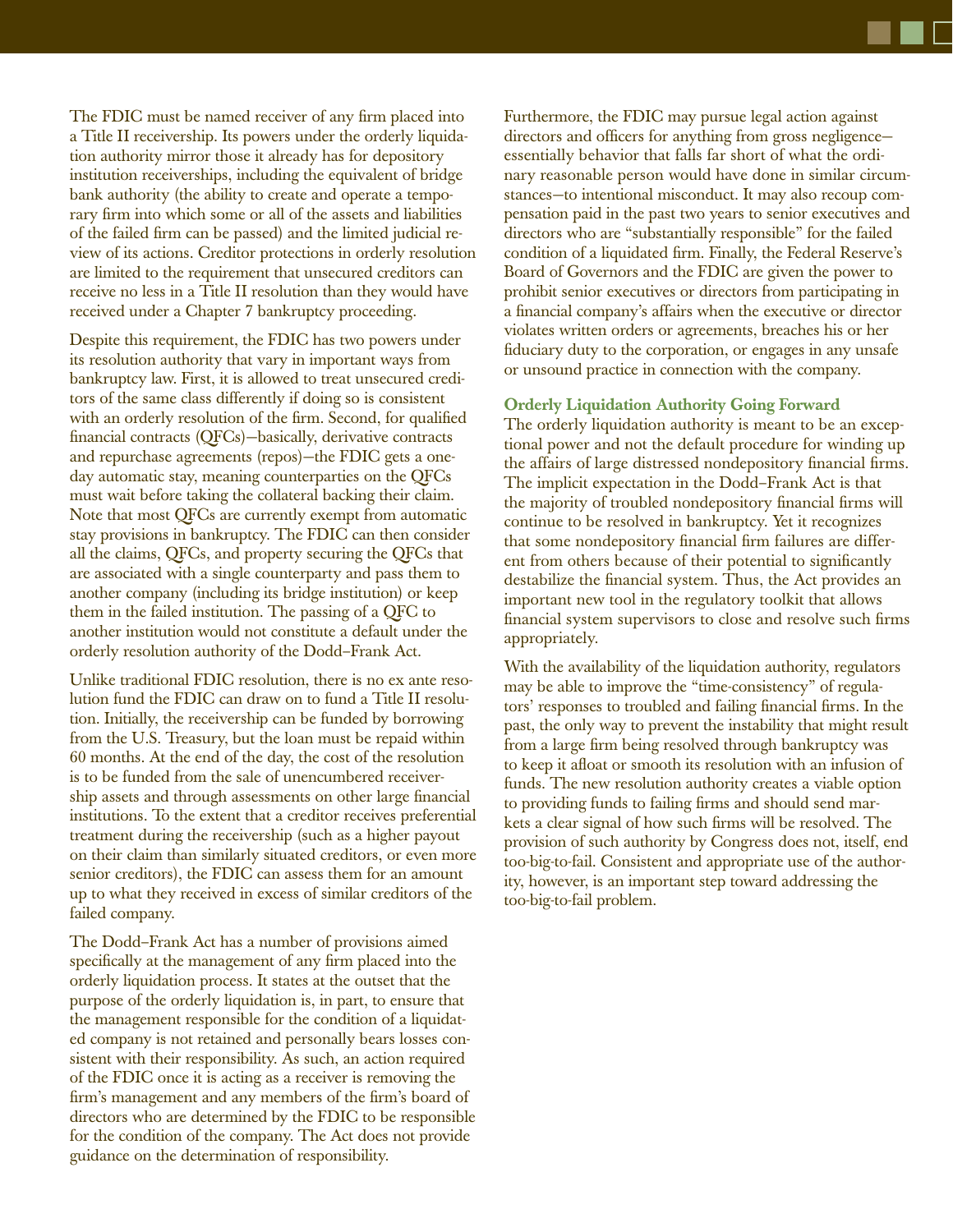The FDIC must be named receiver of any firm placed into a Title II receivership. Its powers under the orderly liquidation authority mirror those it already has for depository institution receiverships, including the equivalent of bridge bank authority (the ability to create and operate a temporary firm into which some or all of the assets and liabilities of the failed firm can be passed) and the limited judicial review of its actions. Creditor protections in orderly resolution are limited to the requirement that unsecured creditors can receive no less in a Title II resolution than they would have received under a Chapter 7 bankruptcy proceeding.

Despite this requirement, the FDIC has two powers under its resolution authority that vary in important ways from bankruptcy law. First, it is allowed to treat unsecured creditors of the same class differently if doing so is consistent with an orderly resolution of the firm. Second, for qualified financial contracts (QFCs)—basically, derivative contracts and repurchase agreements (repos)—the FDIC gets a one-day automatic stay, meaning counterparties on the QFCs must wait before taking the collateral backing their claim. Note that most QFCs are currently exempt from automatic stay provisions in bankruptcy. The FDIC can then consider all the claims, QFCs, and property securing the QFCs that are associated with a single counterparty and pass them to another company (including its bridge institution) or keep them in the failed institution. The passing of a QFC to another institution would not constitute a default under the orderly resolution authority of the Dodd–Frank Act.

Unlike traditional FDIC resolution, there is no ex ante resolution fund the FDIC can draw on to fund a Title II resolution. Initially, the receivership can be funded by borrowing from the U.S. Treasury, but the loan must be repaid within 60 months. At the end of the day, the cost of the resolution is to be funded from the sale of unencumbered receivership assets and through assessments on other large financial institutions. To the extent that a creditor receives preferential treatment during the receivership (such as a higher payout on their claim than similarly situated creditors, or even more senior creditors), the FDIC can assess them for an amount up to what they received in excess of similar creditors of the failed company.

The Dodd–Frank Act has a number of provisions aimed specifically at the management of any firm placed into the orderly liquidation process. It states at the outset that the purpose of the orderly liquidation is, in part, to ensure that the management responsible for the condition of a liquidated company is not retained and personally bears losses consistent with their responsibility. As such, an action required of the FDIC once it is acting as a receiver is removing the firm's management and any members of the firm's board of directors who are determined by the FDIC to be responsible for the condition of the company. The Act does not provide guidance on the determination of responsibility.

Furthermore, the FDIC may pursue legal action against directors and officers for anything from gross negligence—essentially behavior that falls far short of what the ordinary reasonable person would have done in similar circumstances—to intentional misconduct. It may also recoup compensation paid in the past two years to senior executives and directors who are "substantially responsible" for the failed condition of a liquidated firm. Finally, the Federal Reserve's Board of Governors and the FDIC are given the power to prohibit senior executives or directors from participating in a financial company's affairs when the executive or director violates written orders or agreements, breaches his or her fiduciary duty to the corporation, or engages in any unsafe or unsound practice in connection with the company.

### Orderly Liquidation Authority Going Forward

The orderly liquidation authority is meant to be an exceptional power and not the default procedure for winding up the affairs of large distressed nondepository financial firms. The implicit expectation in the Dodd–Frank Act is that the majority of troubled nondepository financial firms will continue to be resolved in bankruptcy. Yet it recognizes that some nondepository financial firm failures are different from others because of their potential to significantly destabilize the financial system. Thus, the Act provides an important new tool in the regulatory toolkit that allows financial system supervisors to close and resolve such firms appropriately.

With the availability of the liquidation authority, regulators may be able to improve the "time-consistency" of regulators' responses to troubled and failing financial firms. In the past, the only way to prevent the instability that might result from a large firm being resolved through bankruptcy was to keep it afloat or smooth its resolution with an infusion of funds. The new resolution authority creates a viable option to providing funds to failing firms and should send markets a clear signal of how such firms will be resolved. The provision of such authority by Congress does not, itself, end too-big-to-fail. Consistent and appropriate use of the authority, however, is an important step toward addressing the too-big-to-fail problem.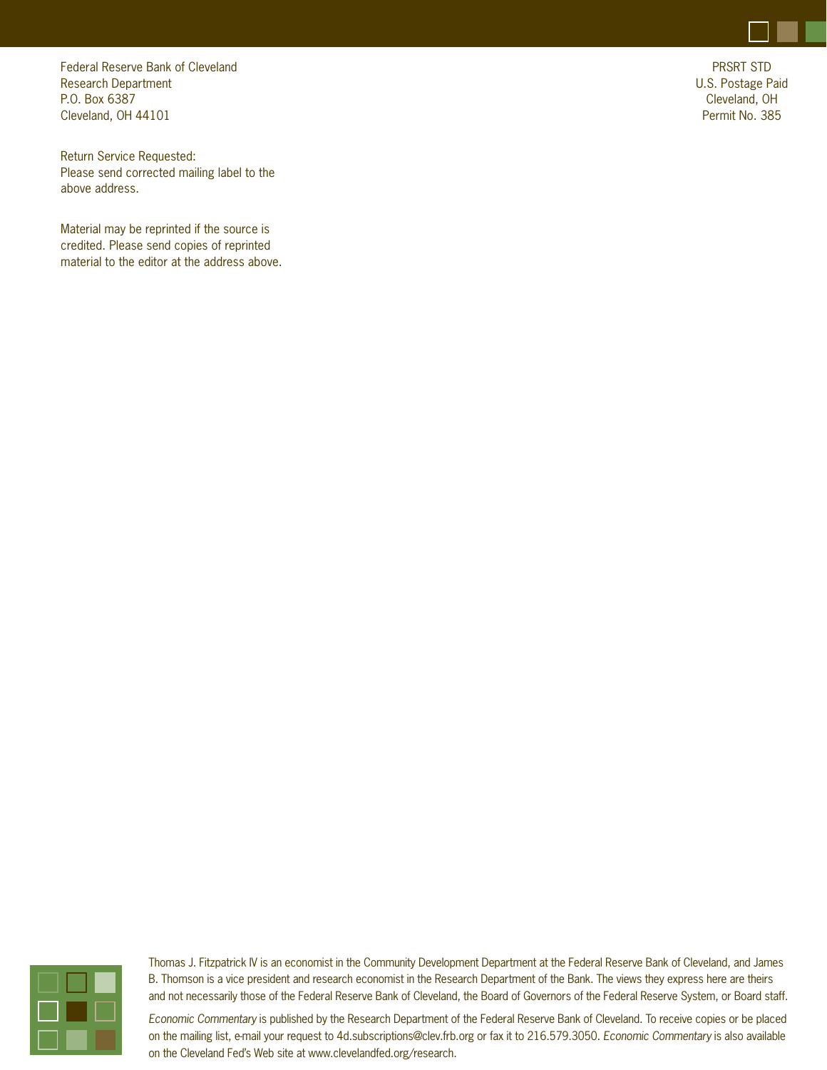Federal Reserve Bank of Cleveland
Research Department
P.O. Box 6387
Cleveland, OH 44101

PRSRT STD
U.S. Postage Paid
Cleveland, OH
Permit No. 385

Return Service Requested:
Please send corrected mailing label to the above address.

Material may be reprinted if the source is credited. Please send copies of reprinted material to the editor at the address above.

Thomas J. Fitzpatrick IV is an economist in the Community Development Department at the Federal Reserve Bank of Cleveland, and James B. Thomson is a vice president and research economist in the Research Department of the Bank. The views they express here are theirs and not necessarily those of the Federal Reserve Bank of Cleveland, the Board of Governors of the Federal Reserve System, or Board staff.

*Economic Commentary* is published by the Research Department of the Federal Reserve Bank of Cleveland. To receive copies or be placed on the mailing list, e-mail your request to 4d.subscriptions@clev.frb.org or fax it to 216.579.3050. *Economic Commentary* is also available on the Cleveland Fed's Web site at www.clevelandfed.org/research.